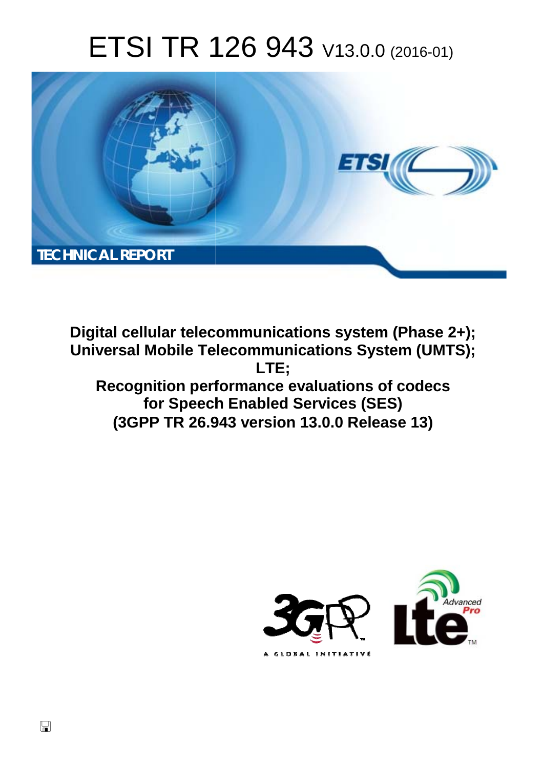# ETSI TR 126 943 V13.0.0 (2016-01)

TECHNICAL REPORT

**Digital cellular telecommunications system (Phase 2+);
Universal Mobile Telecommunications System (UMTS);
LTE;
Recognition performance evaluations of codecs
for Speech Enabled Services (SES)
(3GPP TR 26.943 version 13.0.0 Release 13)**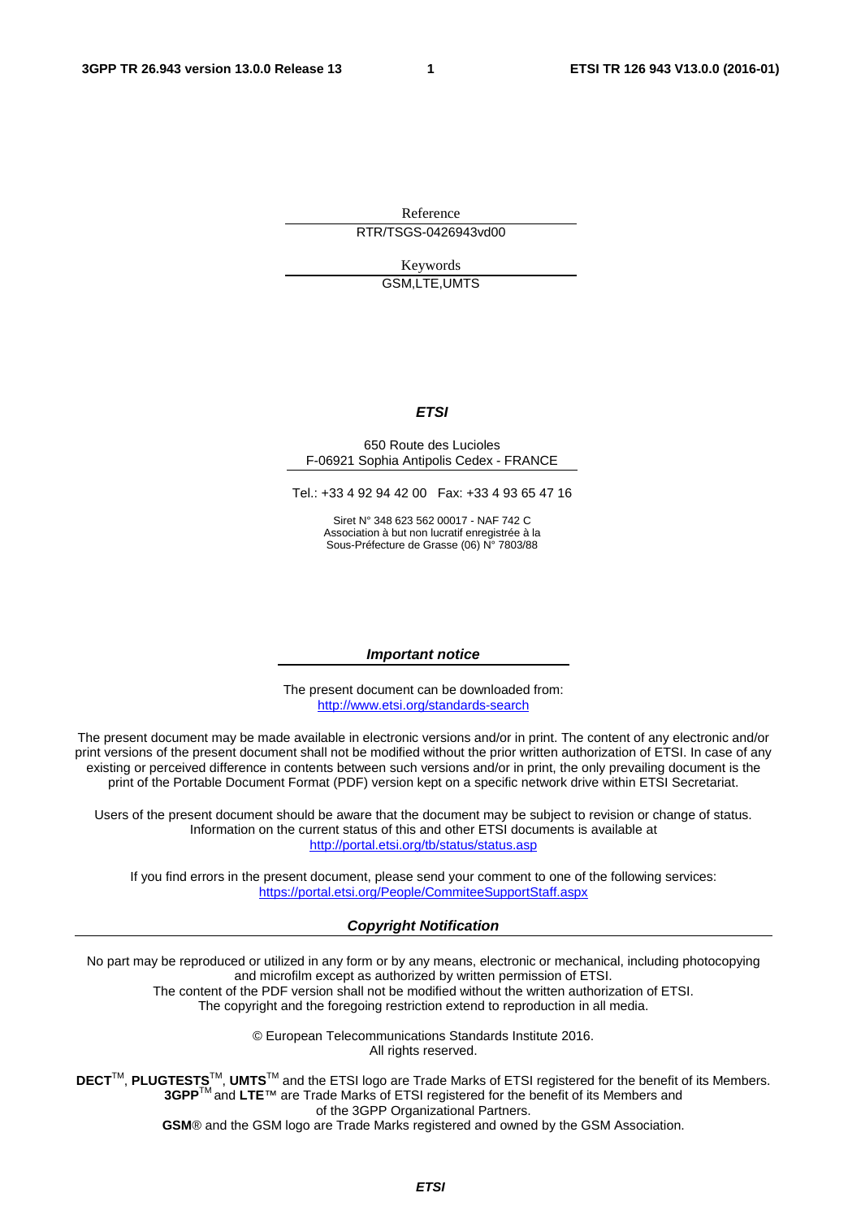Reference

RTR/TSGS-0426943vd00

Keywords

GSM,LTE,UMTS

***ETSI***

650 Route des Lucioles
F-06921 Sophia Antipolis Cedex - FRANCE

Tel.: +33 4 92 94 42 00   Fax: +33 4 93 65 47 16

Siret N° 348 623 562 00017 - NAF 742 C
Association à but non lucratif enregistrée à la
Sous-Préfecture de Grasse (06) N° 7803/88

***Important notice***

The present document can be downloaded from:
http://www.etsi.org/standards-search

The present document may be made available in electronic versions and/or in print. The content of any electronic and/or print versions of the present document shall not be modified without the prior written authorization of ETSI. In case of any existing or perceived difference in contents between such versions and/or in print, the only prevailing document is the print of the Portable Document Format (PDF) version kept on a specific network drive within ETSI Secretariat.

Users of the present document should be aware that the document may be subject to revision or change of status. Information on the current status of this and other ETSI documents is available at
http://portal.etsi.org/tb/status/status.asp

If you find errors in the present document, please send your comment to one of the following services:
https://portal.etsi.org/People/CommiteeSupportStaff.aspx

***Copyright Notification***

No part may be reproduced or utilized in any form or by any means, electronic or mechanical, including photocopying and microfilm except as authorized by written permission of ETSI.
The content of the PDF version shall not be modified without the written authorization of ETSI.
The copyright and the foregoing restriction extend to reproduction in all media.

© European Telecommunications Standards Institute 2016.
All rights reserved.

**DECT**™, **PLUGTESTS**™, **UMTS**™ and the ETSI logo are Trade Marks of ETSI registered for the benefit of its Members.
**3GPP**™ and **LTE**™ are Trade Marks of ETSI registered for the benefit of its Members and of the 3GPP Organizational Partners.
**GSM**® and the GSM logo are Trade Marks registered and owned by the GSM Association.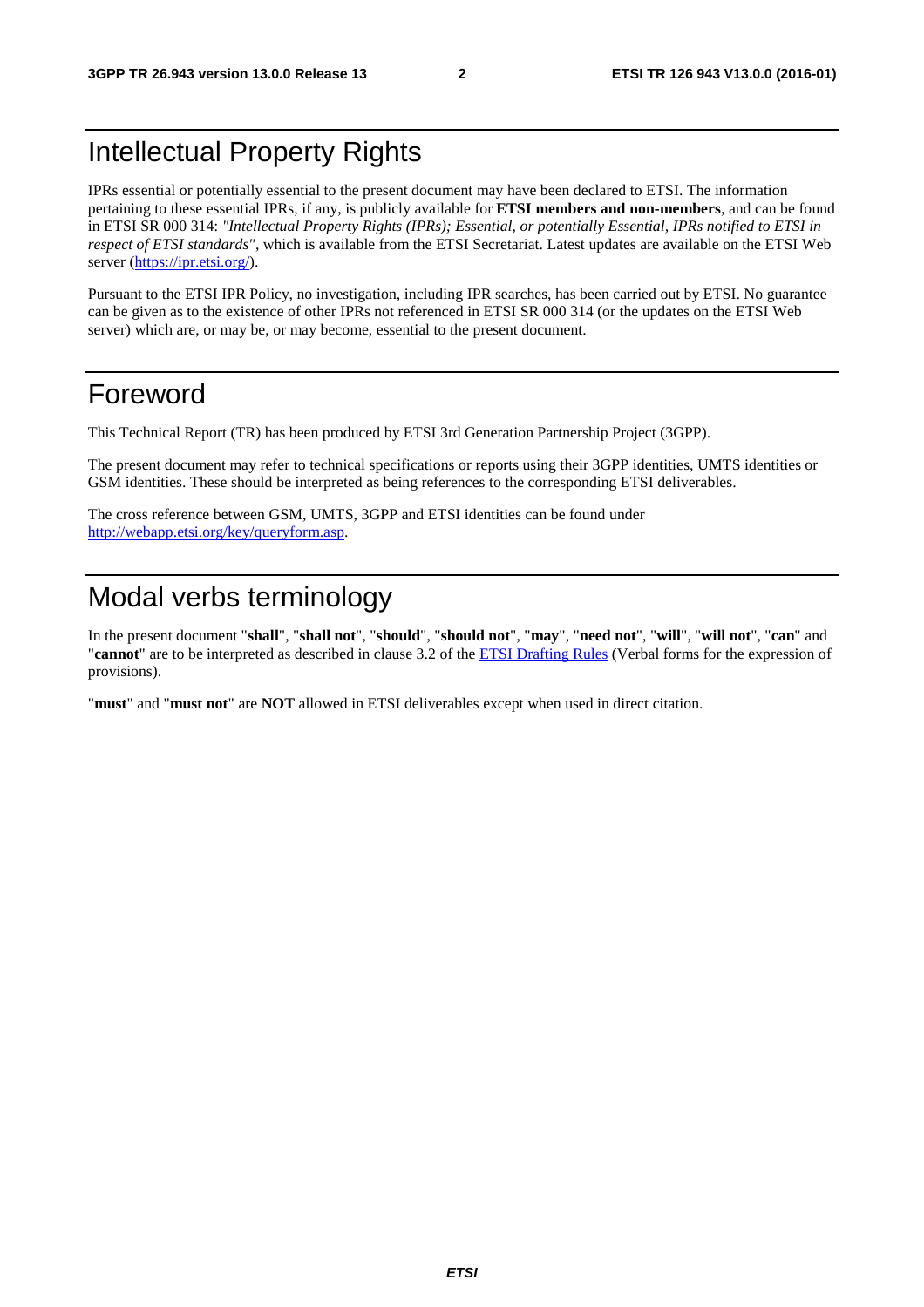# Intellectual Property Rights

IPRs essential or potentially essential to the present document may have been declared to ETSI. The information pertaining to these essential IPRs, if any, is publicly available for **ETSI members and non-members**, and can be found in ETSI SR 000 314: *"Intellectual Property Rights (IPRs); Essential, or potentially Essential, IPRs notified to ETSI in respect of ETSI standards"*, which is available from the ETSI Secretariat. Latest updates are available on the ETSI Web server (https://ipr.etsi.org/).

Pursuant to the ETSI IPR Policy, no investigation, including IPR searches, has been carried out by ETSI. No guarantee can be given as to the existence of other IPRs not referenced in ETSI SR 000 314 (or the updates on the ETSI Web server) which are, or may be, or may become, essential to the present document.

# Foreword

This Technical Report (TR) has been produced by ETSI 3rd Generation Partnership Project (3GPP).

The present document may refer to technical specifications or reports using their 3GPP identities, UMTS identities or GSM identities. These should be interpreted as being references to the corresponding ETSI deliverables.

The cross reference between GSM, UMTS, 3GPP and ETSI identities can be found under http://webapp.etsi.org/key/queryform.asp.

# Modal verbs terminology

In the present document "**shall**", "**shall not**", "**should**", "**should not**", "**may**", "**need not**", "**will**", "**will not**", "**can**" and "**cannot**" are to be interpreted as described in clause 3.2 of the ETSI Drafting Rules (Verbal forms for the expression of provisions).

"**must**" and "**must not**" are **NOT** allowed in ETSI deliverables except when used in direct citation.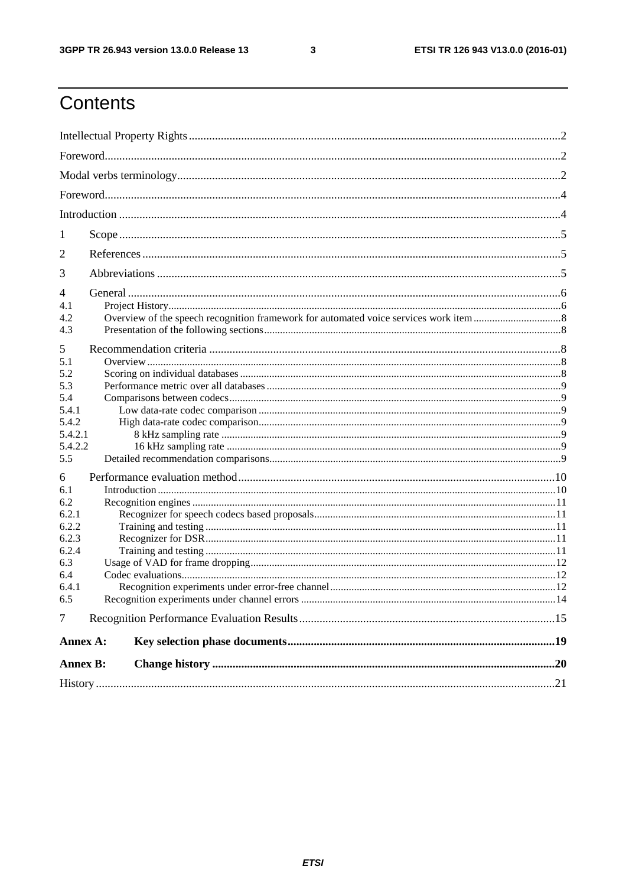# Contents

Intellectual Property Rights ........ 2

Foreword ........ 2

Modal verbs terminology ........ 2

Foreword ........ 4

Introduction ........ 4

1 Scope ........ 5

2 References ........ 5

3 Abbreviations ........ 5

4 General ........ 6

4.1 Project History ........ 6

4.2 Overview of the speech recognition framework for automated voice services work item ........ 8

4.3 Presentation of the following sections ........ 8

5 Recommendation criteria ........ 8

5.1 Overview ........ 8

5.2 Scoring on individual databases ........ 8

5.3 Performance metric over all databases ........ 9

5.4 Comparisons between codecs ........ 9

5.4.1 Low data-rate codec comparison ........ 9

5.4.2 High data-rate codec comparison ........ 9

5.4.2.1 8 kHz sampling rate ........ 9

5.4.2.2 16 kHz sampling rate ........ 9

5.5 Detailed recommendation comparisons ........ 9

6 Performance evaluation method ........ 10

6.1 Introduction ........ 10

6.2 Recognition engines ........ 11

6.2.1 Recognizer for speech codecs based proposals ........ 11

6.2.2 Training and testing ........ 11

6.2.3 Recognizer for DSR ........ 11

6.2.4 Training and testing ........ 11

6.3 Usage of VAD for frame dropping ........ 12

6.4 Codec evaluations ........ 12

6.4.1 Recognition experiments under error-free channel ........ 12

6.5 Recognition experiments under channel errors ........ 14

7 Recognition Performance Evaluation Results ........ 15

**Annex A: Key selection phase documents ........ 19**

**Annex B: Change history ........ 20**

History ........ 21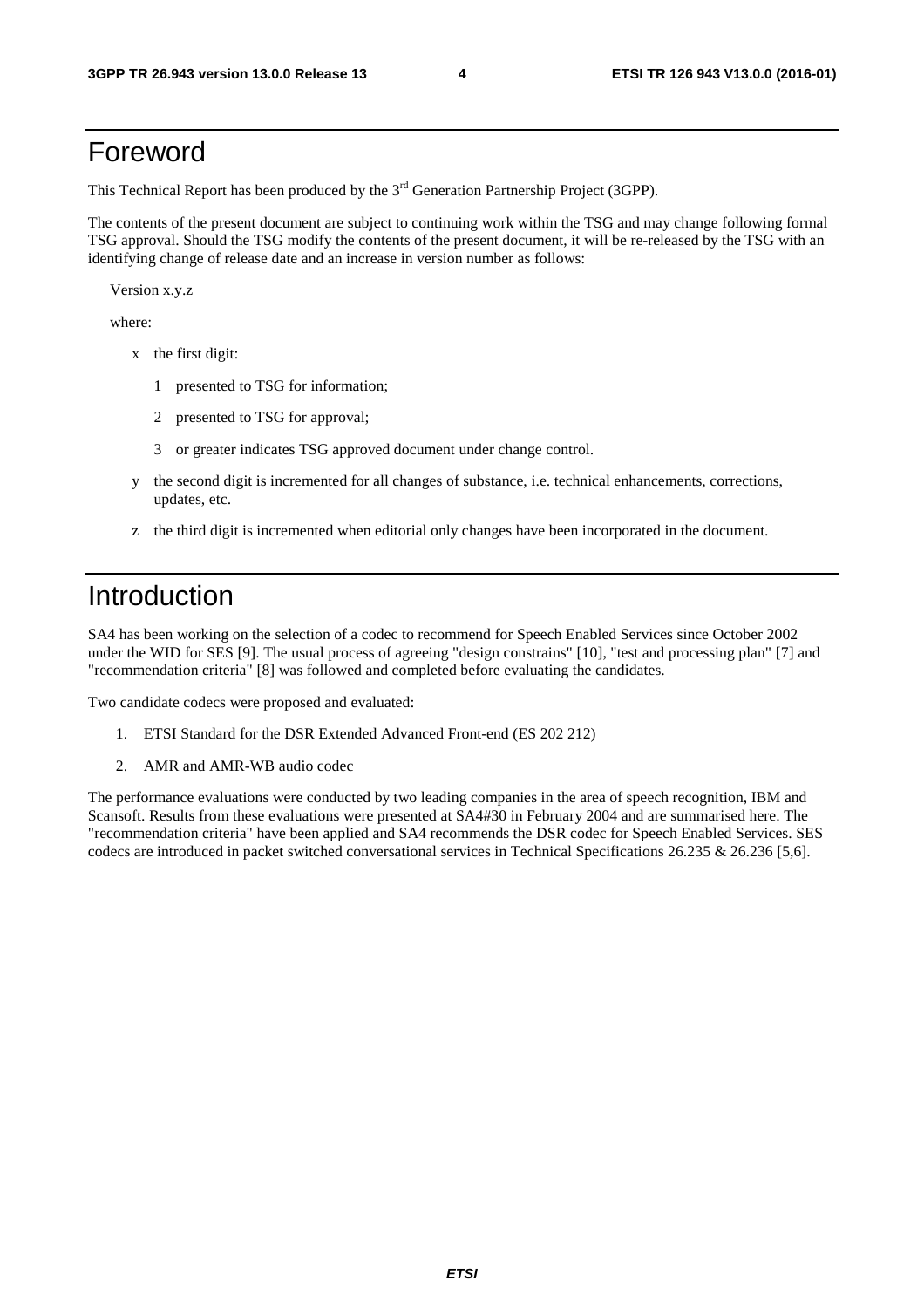# Foreword

This Technical Report has been produced by the 3rd Generation Partnership Project (3GPP).

The contents of the present document are subject to continuing work within the TSG and may change following formal TSG approval. Should the TSG modify the contents of the present document, it will be re-released by the TSG with an identifying change of release date and an increase in version number as follows:

Version x.y.z

where:

- x the first digit:
  - 1 presented to TSG for information;
  - 2 presented to TSG for approval;
  - 3 or greater indicates TSG approved document under change control.
- y the second digit is incremented for all changes of substance, i.e. technical enhancements, corrections, updates, etc.
- z the third digit is incremented when editorial only changes have been incorporated in the document.

# Introduction

SA4 has been working on the selection of a codec to recommend for Speech Enabled Services since October 2002 under the WID for SES [9]. The usual process of agreeing "design constrains" [10], "test and processing plan" [7] and "recommendation criteria" [8] was followed and completed before evaluating the candidates.

Two candidate codecs were proposed and evaluated:

1. ETSI Standard for the DSR Extended Advanced Front-end (ES 202 212)
2. AMR and AMR-WB audio codec

The performance evaluations were conducted by two leading companies in the area of speech recognition, IBM and Scansoft. Results from these evaluations were presented at SA4#30 in February 2004 and are summarised here. The "recommendation criteria" have been applied and SA4 recommends the DSR codec for Speech Enabled Services. SES codecs are introduced in packet switched conversational services in Technical Specifications 26.235 & 26.236 [5,6].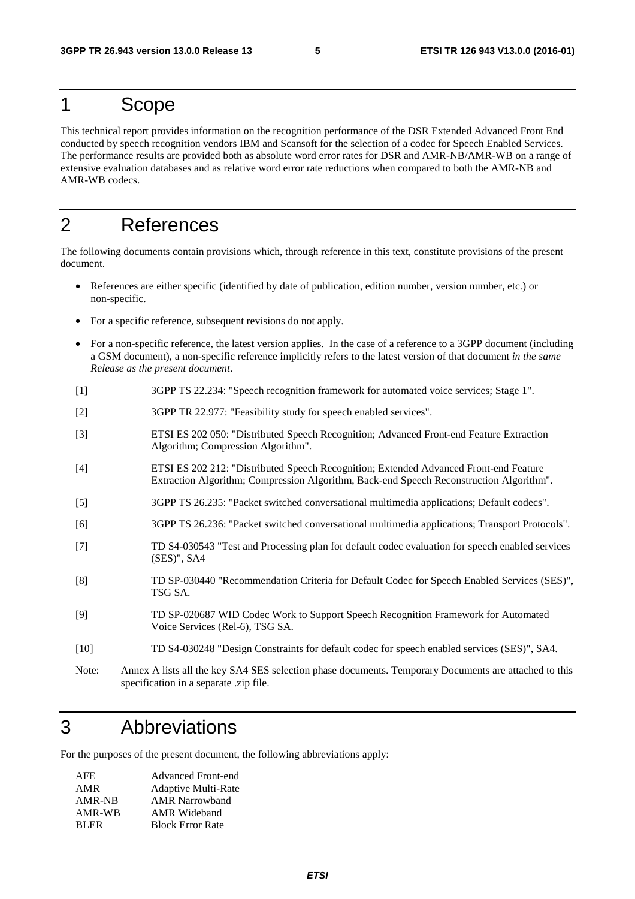# 1 Scope

This technical report provides information on the recognition performance of the DSR Extended Advanced Front End conducted by speech recognition vendors IBM and Scansoft for the selection of a codec for Speech Enabled Services. The performance results are provided both as absolute word error rates for DSR and AMR-NB/AMR-WB on a range of extensive evaluation databases and as relative word error rate reductions when compared to both the AMR-NB and AMR-WB codecs.

# 2 References

The following documents contain provisions which, through reference in this text, constitute provisions of the present document.

- References are either specific (identified by date of publication, edition number, version number, etc.) or non-specific.
- For a specific reference, subsequent revisions do not apply.
- For a non-specific reference, the latest version applies. In the case of a reference to a 3GPP document (including a GSM document), a non-specific reference implicitly refers to the latest version of that document *in the same Release as the present document*.

[1] 3GPP TS 22.234: "Speech recognition framework for automated voice services; Stage 1".

[2] 3GPP TR 22.977: "Feasibility study for speech enabled services".

[3] ETSI ES 202 050: "Distributed Speech Recognition; Advanced Front-end Feature Extraction Algorithm; Compression Algorithm".

[4] ETSI ES 202 212: "Distributed Speech Recognition; Extended Advanced Front-end Feature Extraction Algorithm; Compression Algorithm, Back-end Speech Reconstruction Algorithm".

[5] 3GPP TS 26.235: "Packet switched conversational multimedia applications; Default codecs".

[6] 3GPP TS 26.236: "Packet switched conversational multimedia applications; Transport Protocols".

[7] TD S4-030543 "Test and Processing plan for default codec evaluation for speech enabled services (SES)", SA4

[8] TD SP-030440 "Recommendation Criteria for Default Codec for Speech Enabled Services (SES)", TSG SA.

[9] TD SP-020687 WID Codec Work to Support Speech Recognition Framework for Automated Voice Services (Rel-6), TSG SA.

[10] TD S4-030248 "Design Constraints for default codec for speech enabled services (SES)", SA4.

Note: Annex A lists all the key SA4 SES selection phase documents. Temporary Documents are attached to this specification in a separate .zip file.

# 3 Abbreviations

For the purposes of the present document, the following abbreviations apply:

| | |
|---|---|
| AFE | Advanced Front-end |
| AMR | Adaptive Multi-Rate |
| AMR-NB | AMR Narrowband |
| AMR-WB | AMR Wideband |
| BLER | Block Error Rate |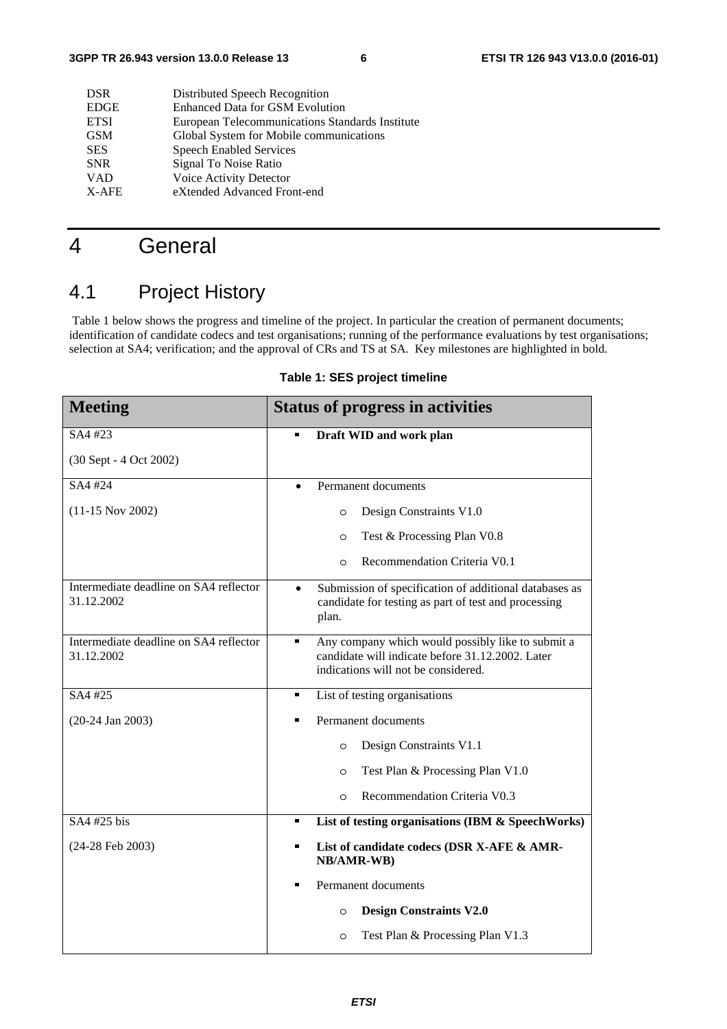| | |
|---|---|
| DSR | Distributed Speech Recognition |
| EDGE | Enhanced Data for GSM Evolution |
| ETSI | European Telecommunications Standards Institute |
| GSM | Global System for Mobile communications |
| SES | Speech Enabled Services |
| SNR | Signal To Noise Ratio |
| VAD | Voice Activity Detector |
| X-AFE | eXtended Advanced Front-end |

# 4 General

## 4.1 Project History

Table 1 below shows the progress and timeline of the project. In particular the creation of permanent documents; identification of candidate codecs and test organisations; running of the performance evaluations by test organisations; selection at SA4; verification; and the approval of CRs and TS at SA. Key milestones are highlighted in bold.

**Table 1: SES project timeline**

| Meeting | Status of progress in activities |
|---|---|
| SA4 #23<br><br>(30 Sept - 4 Oct 2002) | ▪ **Draft WID and work plan** |
| SA4 #24<br><br>(11-15 Nov 2002) | • Permanent documents<br>o Design Constraints V1.0<br>o Test & Processing Plan V0.8<br>o Recommendation Criteria V0.1 |
| Intermediate deadline on SA4 reflector 31.12.2002 | • Submission of specification of additional databases as candidate for testing as part of test and processing plan. |
| Intermediate deadline on SA4 reflector 31.12.2002 | ▪ Any company which would possibly like to submit a candidate will indicate before 31.12.2002. Later indications will not be considered. |
| SA4 #25<br><br>(20-24 Jan 2003) | ▪ List of testing organisations<br>▪ Permanent documents<br>o Design Constraints V1.1<br>o Test Plan & Processing Plan V1.0<br>o Recommendation Criteria V0.3 |
| SA4 #25 bis<br><br>(24-28 Feb 2003) | ▪ **List of testing organisations (IBM & SpeechWorks)**<br>▪ **List of candidate codecs (DSR X-AFE & AMR-NB/AMR-WB)**<br>▪ Permanent documents<br>o **Design Constraints V2.0**<br>o Test Plan & Processing Plan V1.3 |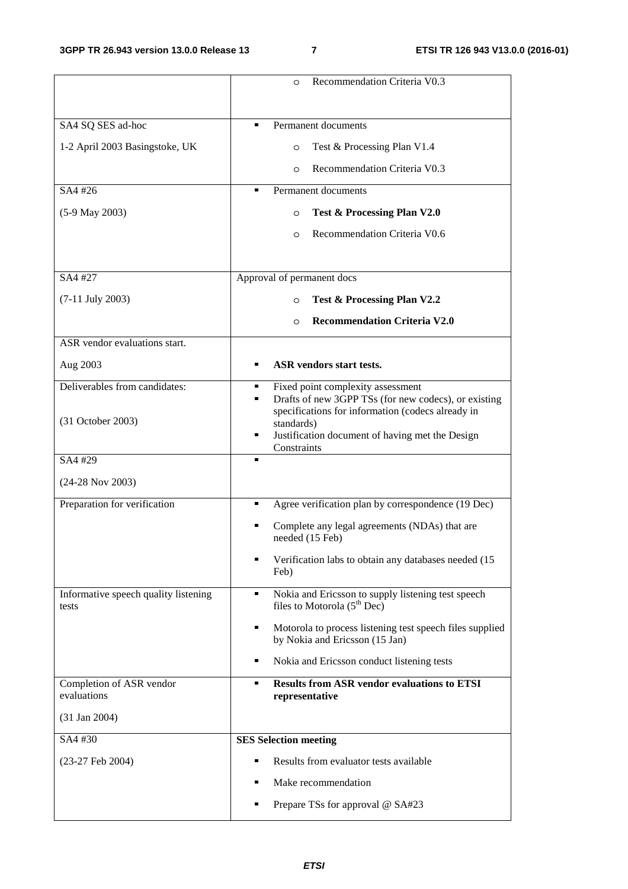| | |
|---|---|
| | o Recommendation Criteria V0.3 |
| SA4 SQ SES ad-hoc<br><br>1-2 April 2003 Basingstoke, UK | ▪ Permanent documents<br>o Test & Processing Plan V1.4<br>o Recommendation Criteria V0.3 |
| SA4 #26<br><br>(5-9 May 2003) | ▪ Permanent documents<br>o **Test & Processing Plan V2.0**<br>o Recommendation Criteria V0.6 |
| SA4 #27<br><br>(7-11 July 2003) | Approval of permanent docs<br>o **Test & Processing Plan V2.2**<br>o **Recommendation Criteria V2.0** |
| ASR vendor evaluations start.<br><br>Aug 2003 | ▪ **ASR vendors start tests.** |
| Deliverables from candidates:<br><br>(31 October 2003) | ▪ Fixed point complexity assessment<br>▪ Drafts of new 3GPP TSs (for new codecs), or existing specifications for information (codecs already in standards)<br>▪ Justification document of having met the Design Constraints |
| SA4 #29<br><br>(24-28 Nov 2003) | ▪ |
| Preparation for verification | ▪ Agree verification plan by correspondence (19 Dec)<br>▪ Complete any legal agreements (NDAs) that are needed (15 Feb)<br>▪ Verification labs to obtain any databases needed (15 Feb) |
| Informative speech quality listening tests | ▪ Nokia and Ericsson to supply listening test speech files to Motorola (5th Dec)<br>▪ Motorola to process listening test speech files supplied by Nokia and Ericsson (15 Jan)<br>▪ Nokia and Ericsson conduct listening tests |
| Completion of ASR vendor evaluations<br><br>(31 Jan 2004) | ▪ **Results from ASR vendor evaluations to ETSI representative** |
| SA4 #30<br><br>(23-27 Feb 2004) | **SES Selection meeting**<br>▪ Results from evaluator tests available<br>▪ Make recommendation<br>▪ Prepare TSs for approval @ SA#23 |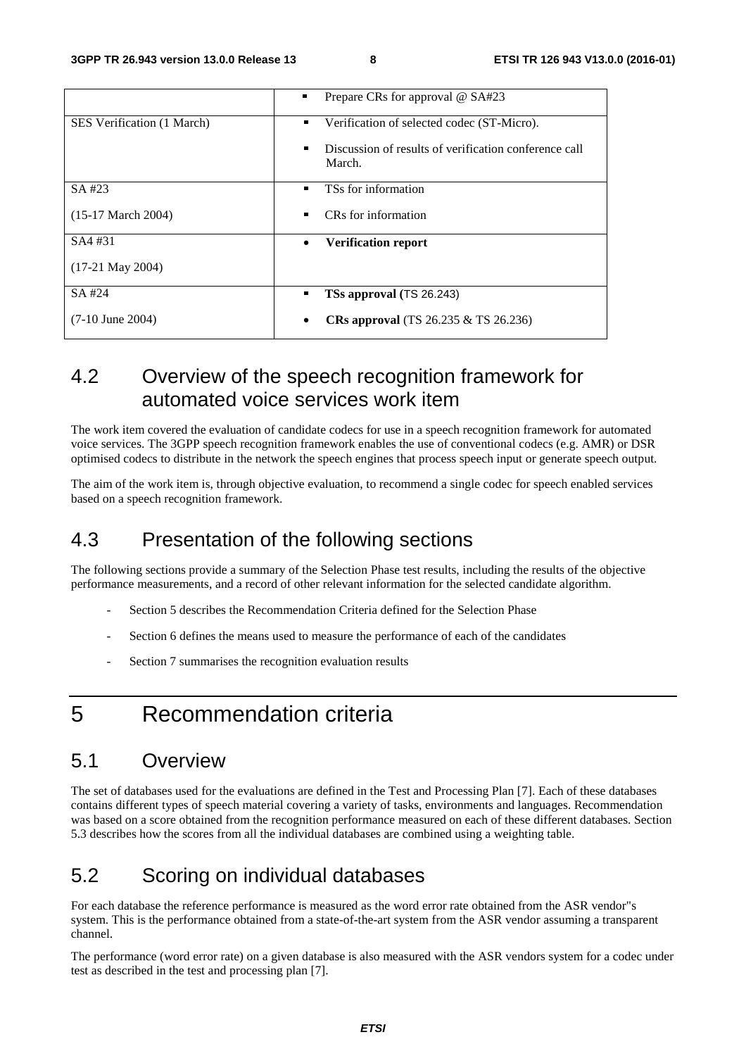| | |
|---|---|
| | ▪ Prepare CRs for approval @ SA#23 |
| SES Verification (1 March) | ▪ Verification of selected codec (ST-Micro).<br>▪ Discussion of results of verification conference call March. |
| SA #23<br>(15-17 March 2004) | ▪ TSs for information<br>▪ CRs for information |
| SA4 #31<br>(17-21 May 2004) | • **Verification report** |
| SA #24<br>(7-10 June 2004) | ▪ **TSs approval (**TS 26.243)<br>• **CRs approval** (TS 26.235 & TS 26.236) |

## 4.2 Overview of the speech recognition framework for automated voice services work item

The work item covered the evaluation of candidate codecs for use in a speech recognition framework for automated voice services. The 3GPP speech recognition framework enables the use of conventional codecs (e.g. AMR) or DSR optimised codecs to distribute in the network the speech engines that process speech input or generate speech output.

The aim of the work item is, through objective evaluation, to recommend a single codec for speech enabled services based on a speech recognition framework.

## 4.3 Presentation of the following sections

The following sections provide a summary of the Selection Phase test results, including the results of the objective performance measurements, and a record of other relevant information for the selected candidate algorithm.

- Section 5 describes the Recommendation Criteria defined for the Selection Phase
- Section 6 defines the means used to measure the performance of each of the candidates
- Section 7 summarises the recognition evaluation results

# 5 Recommendation criteria

## 5.1 Overview

The set of databases used for the evaluations are defined in the Test and Processing Plan [7]. Each of these databases contains different types of speech material covering a variety of tasks, environments and languages. Recommendation was based on a score obtained from the recognition performance measured on each of these different databases. Section 5.3 describes how the scores from all the individual databases are combined using a weighting table.

## 5.2 Scoring on individual databases

For each database the reference performance is measured as the word error rate obtained from the ASR vendor"s system. This is the performance obtained from a state-of-the-art system from the ASR vendor assuming a transparent channel.

The performance (word error rate) on a given database is also measured with the ASR vendors system for a codec under test as described in the test and processing plan [7].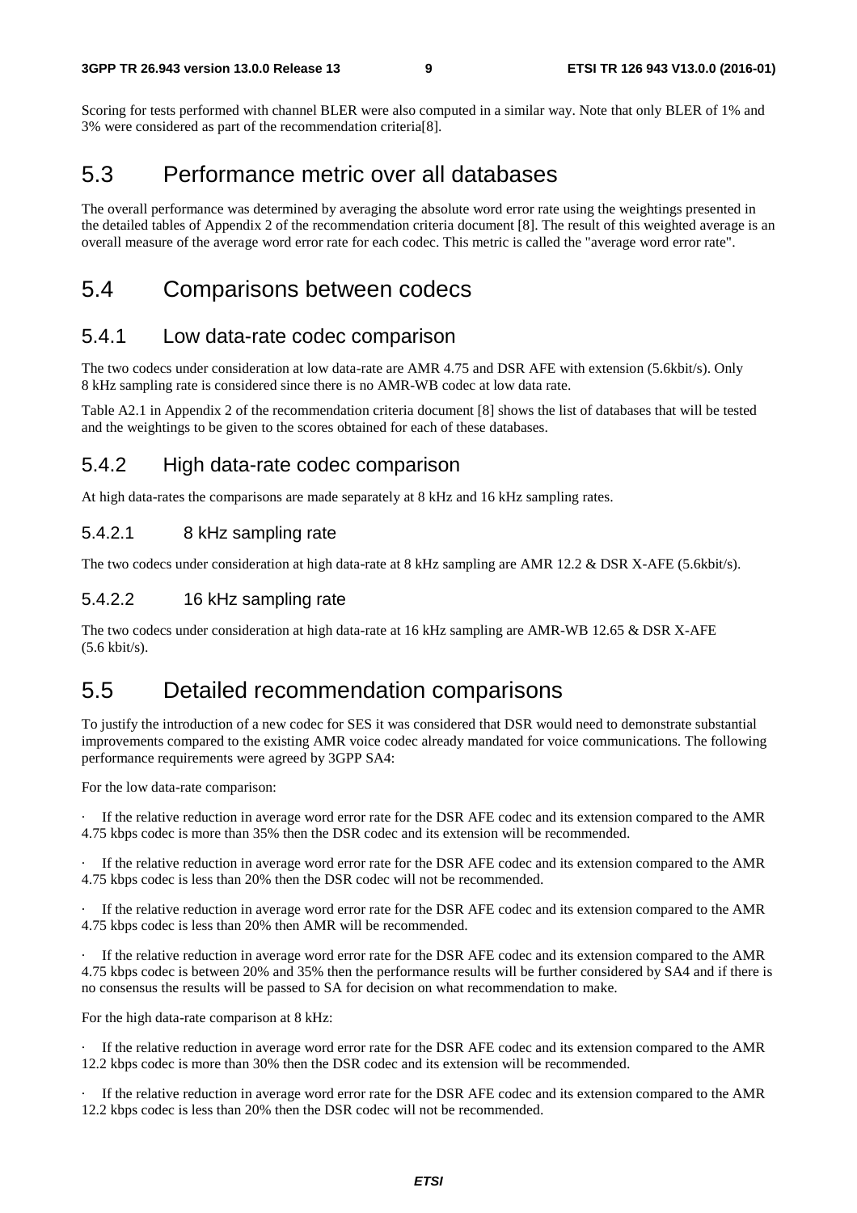Scoring for tests performed with channel BLER were also computed in a similar way. Note that only BLER of 1% and 3% were considered as part of the recommendation criteria[8].

# 5.3 Performance metric over all databases

The overall performance was determined by averaging the absolute word error rate using the weightings presented in the detailed tables of Appendix 2 of the recommendation criteria document [8]. The result of this weighted average is an overall measure of the average word error rate for each codec. This metric is called the "average word error rate".

# 5.4 Comparisons between codecs

## 5.4.1 Low data-rate codec comparison

The two codecs under consideration at low data-rate are AMR 4.75 and DSR AFE with extension (5.6kbit/s). Only 8 kHz sampling rate is considered since there is no AMR-WB codec at low data rate.

Table A2.1 in Appendix 2 of the recommendation criteria document [8] shows the list of databases that will be tested and the weightings to be given to the scores obtained for each of these databases.

## 5.4.2 High data-rate codec comparison

At high data-rates the comparisons are made separately at 8 kHz and 16 kHz sampling rates.

### 5.4.2.1 8 kHz sampling rate

The two codecs under consideration at high data-rate at 8 kHz sampling are AMR 12.2 & DSR X-AFE (5.6kbit/s).

### 5.4.2.2 16 kHz sampling rate

The two codecs under consideration at high data-rate at 16 kHz sampling are AMR-WB 12.65 & DSR X-AFE (5.6 kbit/s).

# 5.5 Detailed recommendation comparisons

To justify the introduction of a new codec for SES it was considered that DSR would need to demonstrate substantial improvements compared to the existing AMR voice codec already mandated for voice communications. The following performance requirements were agreed by 3GPP SA4:

For the low data-rate comparison:

- If the relative reduction in average word error rate for the DSR AFE codec and its extension compared to the AMR 4.75 kbps codec is more than 35% then the DSR codec and its extension will be recommended.
- If the relative reduction in average word error rate for the DSR AFE codec and its extension compared to the AMR 4.75 kbps codec is less than 20% then the DSR codec will not be recommended.
- If the relative reduction in average word error rate for the DSR AFE codec and its extension compared to the AMR 4.75 kbps codec is less than 20% then AMR will be recommended.
- If the relative reduction in average word error rate for the DSR AFE codec and its extension compared to the AMR 4.75 kbps codec is between 20% and 35% then the performance results will be further considered by SA4 and if there is no consensus the results will be passed to SA for decision on what recommendation to make.

For the high data-rate comparison at 8 kHz:

- If the relative reduction in average word error rate for the DSR AFE codec and its extension compared to the AMR 12.2 kbps codec is more than 30% then the DSR codec and its extension will be recommended.
- If the relative reduction in average word error rate for the DSR AFE codec and its extension compared to the AMR 12.2 kbps codec is less than 20% then the DSR codec will not be recommended.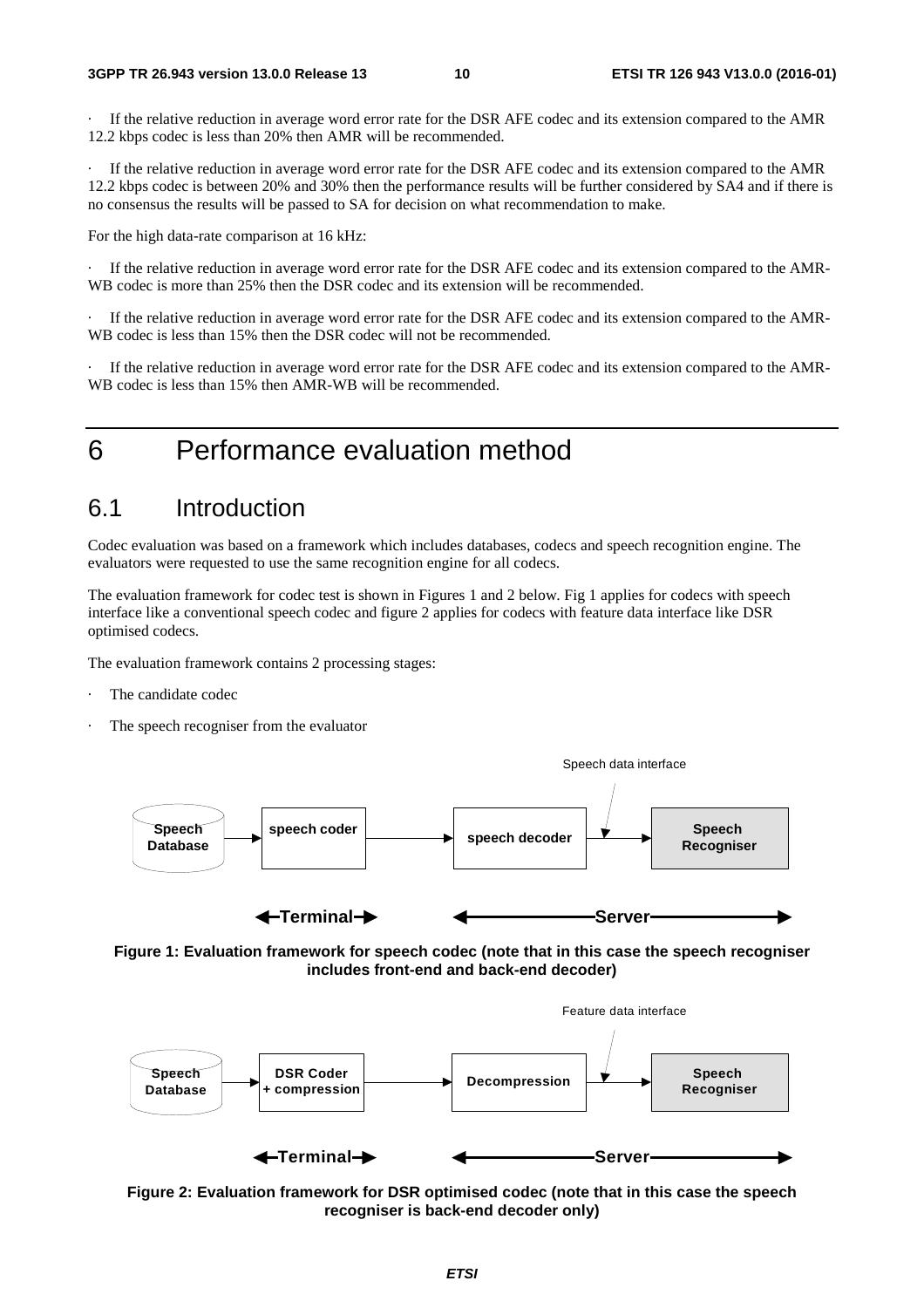- If the relative reduction in average word error rate for the DSR AFE codec and its extension compared to the AMR 12.2 kbps codec is less than 20% then AMR will be recommended.
- If the relative reduction in average word error rate for the DSR AFE codec and its extension compared to the AMR 12.2 kbps codec is between 20% and 30% then the performance results will be further considered by SA4 and if there is no consensus the results will be passed to SA for decision on what recommendation to make.

For the high data-rate comparison at 16 kHz:

- If the relative reduction in average word error rate for the DSR AFE codec and its extension compared to the AMR-WB codec is more than 25% then the DSR codec and its extension will be recommended.
- If the relative reduction in average word error rate for the DSR AFE codec and its extension compared to the AMR-WB codec is less than 15% then the DSR codec will not be recommended.
- If the relative reduction in average word error rate for the DSR AFE codec and its extension compared to the AMR-WB codec is less than 15% then AMR-WB will be recommended.

# 6 Performance evaluation method

## 6.1 Introduction

Codec evaluation was based on a framework which includes databases, codecs and speech recognition engine. The evaluators were requested to use the same recognition engine for all codecs.

The evaluation framework for codec test is shown in Figures 1 and 2 below. Fig 1 applies for codecs with speech interface like a conventional speech codec and figure 2 applies for codecs with feature data interface like DSR optimised codecs.

The evaluation framework contains 2 processing stages:

- The candidate codec
- The speech recogniser from the evaluator

Speech data interface

Speech Database

speech coder

speech decoder

Speech Recogniser

Terminal

Server

**Figure 1: Evaluation framework for speech codec (note that in this case the speech recogniser includes front-end and back-end decoder)**

Feature data interface

Speech Database

DSR Coder + compression

Decompression

Speech Recogniser

Terminal

Server

**Figure 2: Evaluation framework for DSR optimised codec (note that in this case the speech recogniser is back-end decoder only)**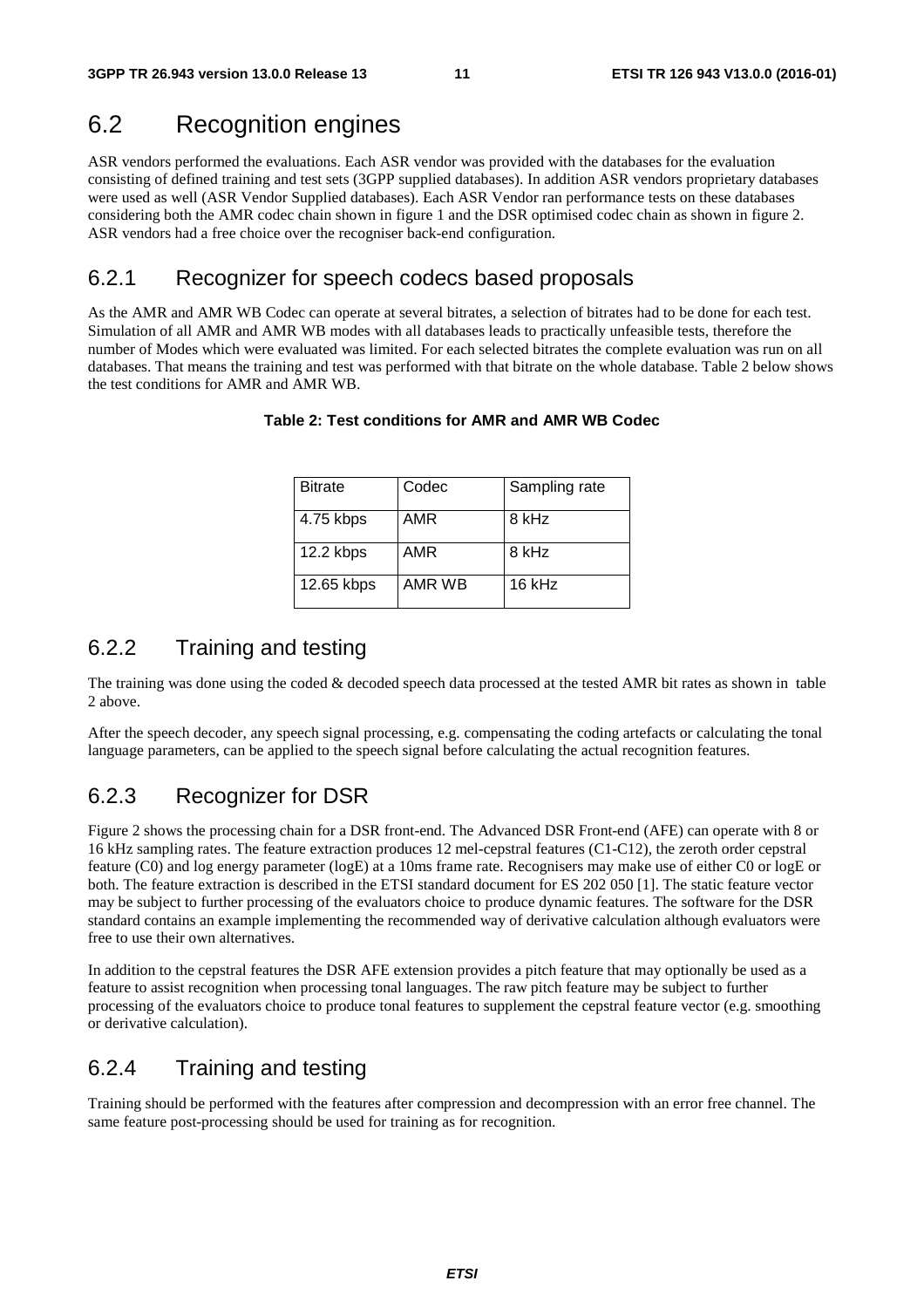## 6.2 Recognition engines

ASR vendors performed the evaluations. Each ASR vendor was provided with the databases for the evaluation consisting of defined training and test sets (3GPP supplied databases). In addition ASR vendors proprietary databases were used as well (ASR Vendor Supplied databases). Each ASR Vendor ran performance tests on these databases considering both the AMR codec chain shown in figure 1 and the DSR optimised codec chain as shown in figure 2. ASR vendors had a free choice over the recogniser back-end configuration.

### 6.2.1 Recognizer for speech codecs based proposals

As the AMR and AMR WB Codec can operate at several bitrates, a selection of bitrates had to be done for each test. Simulation of all AMR and AMR WB modes with all databases leads to practically unfeasible tests, therefore the number of Modes which were evaluated was limited. For each selected bitrates the complete evaluation was run on all databases. That means the training and test was performed with that bitrate on the whole database. Table 2 below shows the test conditions for AMR and AMR WB.

**Table 2: Test conditions for AMR and AMR WB Codec**

| Bitrate | Codec | Sampling rate |
|---|---|---|
| 4.75 kbps | AMR | 8 kHz |
| 12.2 kbps | AMR | 8 kHz |
| 12.65 kbps | AMR WB | 16 kHz |

### 6.2.2 Training and testing

The training was done using the coded & decoded speech data processed at the tested AMR bit rates as shown in table 2 above.

After the speech decoder, any speech signal processing, e.g. compensating the coding artefacts or calculating the tonal language parameters, can be applied to the speech signal before calculating the actual recognition features.

### 6.2.3 Recognizer for DSR

Figure 2 shows the processing chain for a DSR front-end. The Advanced DSR Front-end (AFE) can operate with 8 or 16 kHz sampling rates. The feature extraction produces 12 mel-cepstral features (C1-C12), the zeroth order cepstral feature (C0) and log energy parameter (logE) at a 10ms frame rate. Recognisers may make use of either C0 or logE or both. The feature extraction is described in the ETSI standard document for ES 202 050 [1]. The static feature vector may be subject to further processing of the evaluators choice to produce dynamic features. The software for the DSR standard contains an example implementing the recommended way of derivative calculation although evaluators were free to use their own alternatives.

In addition to the cepstral features the DSR AFE extension provides a pitch feature that may optionally be used as a feature to assist recognition when processing tonal languages. The raw pitch feature may be subject to further processing of the evaluators choice to produce tonal features to supplement the cepstral feature vector (e.g. smoothing or derivative calculation).

### 6.2.4 Training and testing

Training should be performed with the features after compression and decompression with an error free channel. The same feature post-processing should be used for training as for recognition.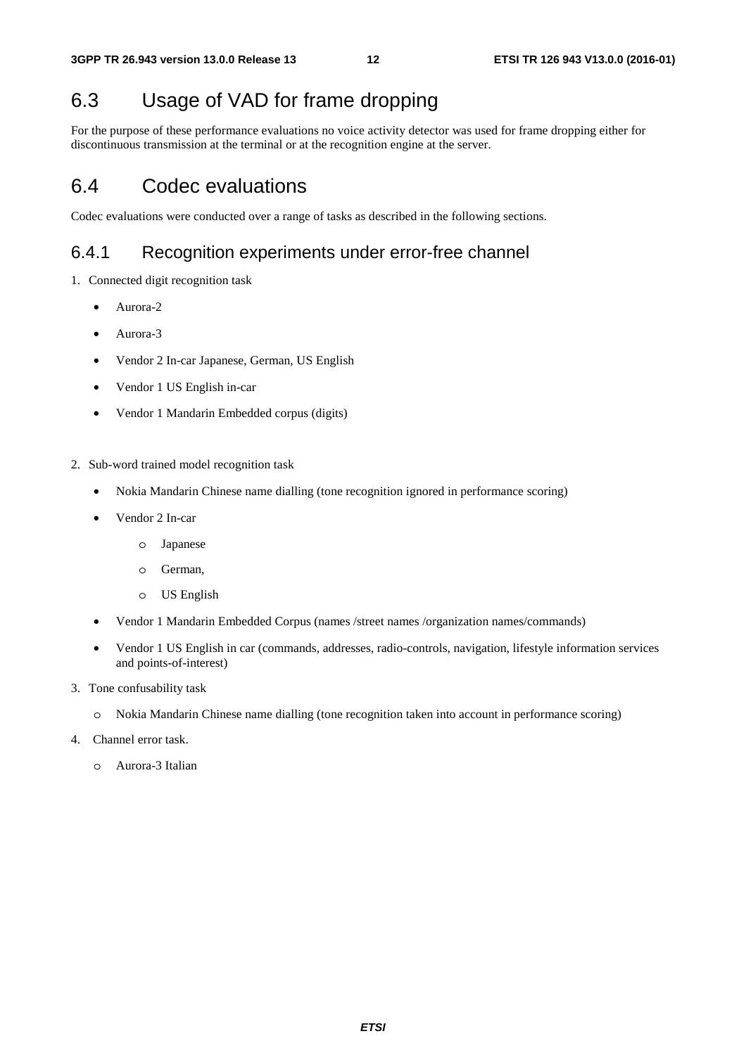## 6.3 Usage of VAD for frame dropping

For the purpose of these performance evaluations no voice activity detector was used for frame dropping either for discontinuous transmission at the terminal or at the recognition engine at the server.

## 6.4 Codec evaluations

Codec evaluations were conducted over a range of tasks as described in the following sections.

### 6.4.1 Recognition experiments under error-free channel

1. Connected digit recognition task
   - Aurora-2
   - Aurora-3
   - Vendor 2 In-car Japanese, German, US English
   - Vendor 1 US English in-car
   - Vendor 1 Mandarin Embedded corpus (digits)

2. Sub-word trained model recognition task
   - Nokia Mandarin Chinese name dialling (tone recognition ignored in performance scoring)
   - Vendor 2 In-car
     - Japanese
     - German,
     - US English
   - Vendor 1 Mandarin Embedded Corpus (names /street names /organization names/commands)
   - Vendor 1 US English in car (commands, addresses, radio-controls, navigation, lifestyle information services and points-of-interest)

3. Tone confusability task
   - Nokia Mandarin Chinese name dialling (tone recognition taken into account in performance scoring)

4. Channel error task.
   - Aurora-3 Italian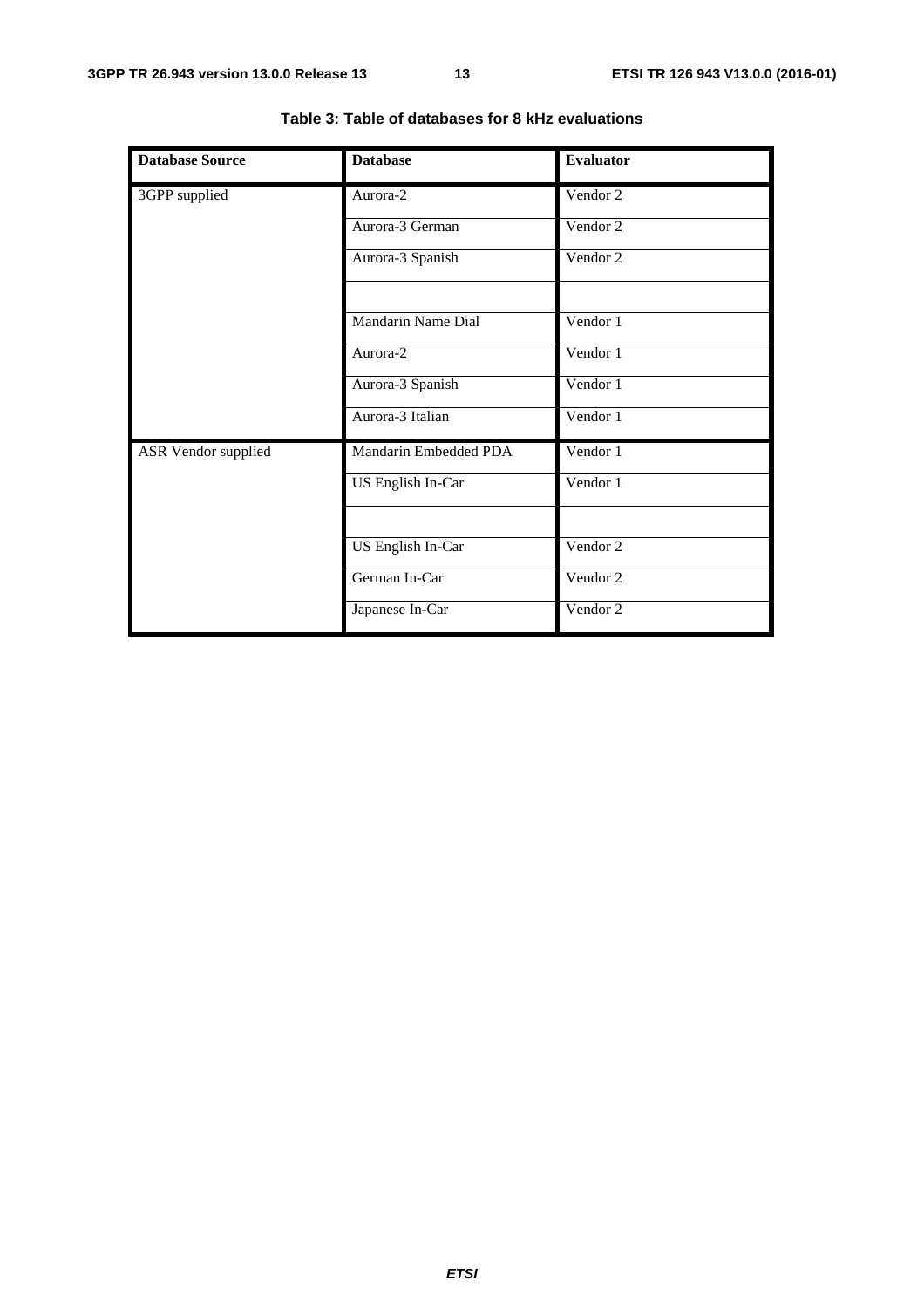**Table 3: Table of databases for 8 kHz evaluations**

| Database Source | Database | Evaluator |
|---|---|---|
| 3GPP supplied | Aurora-2 | Vendor 2 |
| | Aurora-3 German | Vendor 2 |
| | Aurora-3 Spanish | Vendor 2 |
| | | |
| | Mandarin Name Dial | Vendor 1 |
| | Aurora-2 | Vendor 1 |
| | Aurora-3 Spanish | Vendor 1 |
| | Aurora-3 Italian | Vendor 1 |
| ASR Vendor supplied | Mandarin Embedded PDA | Vendor 1 |
| | US English In-Car | Vendor 1 |
| | | |
| | US English In-Car | Vendor 2 |
| | German In-Car | Vendor 2 |
| | Japanese In-Car | Vendor 2 |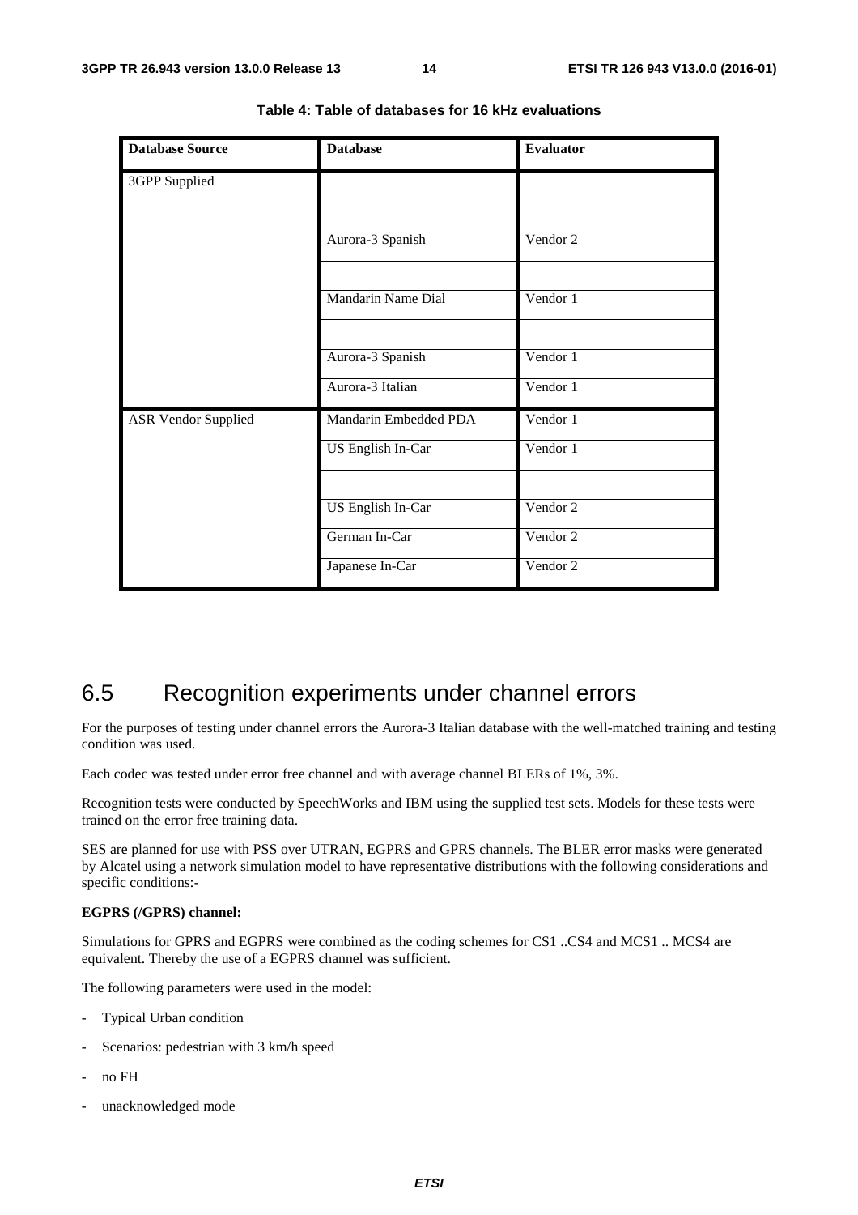**Table 4: Table of databases for 16 kHz evaluations**

| Database Source | Database | Evaluator |
|---|---|---|
| 3GPP Supplied | | |
| | | |
| | Aurora-3 Spanish | Vendor 2 |
| | | |
| | Mandarin Name Dial | Vendor 1 |
| | | |
| | Aurora-3 Spanish | Vendor 1 |
| | Aurora-3 Italian | Vendor 1 |
| ASR Vendor Supplied | Mandarin Embedded PDA | Vendor 1 |
| | US English In-Car | Vendor 1 |
| | | |
| | US English In-Car | Vendor 2 |
| | German In-Car | Vendor 2 |
| | Japanese In-Car | Vendor 2 |

## 6.5 Recognition experiments under channel errors

For the purposes of testing under channel errors the Aurora-3 Italian database with the well-matched training and testing condition was used.

Each codec was tested under error free channel and with average channel BLERs of 1%, 3%.

Recognition tests were conducted by SpeechWorks and IBM using the supplied test sets. Models for these tests were trained on the error free training data.

SES are planned for use with PSS over UTRAN, EGPRS and GPRS channels. The BLER error masks were generated by Alcatel using a network simulation model to have representative distributions with the following considerations and specific conditions:-

**EGPRS (/GPRS) channel:**

Simulations for GPRS and EGPRS were combined as the coding schemes for CS1 ..CS4 and MCS1 .. MCS4 are equivalent. Thereby the use of a EGPRS channel was sufficient.

The following parameters were used in the model:

- Typical Urban condition
- Scenarios: pedestrian with 3 km/h speed
- no FH
- unacknowledged mode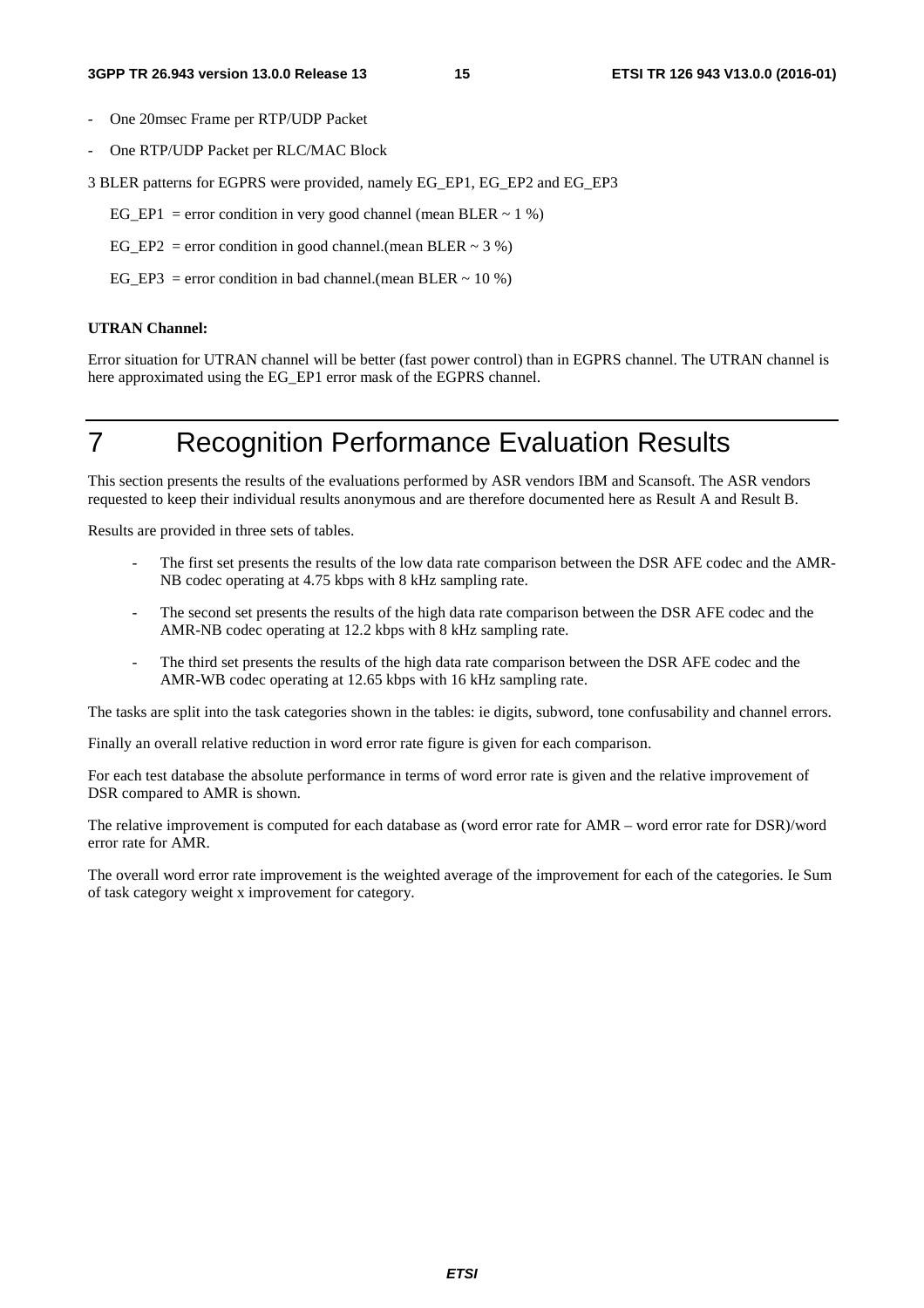- One 20msec Frame per RTP/UDP Packet
- One RTP/UDP Packet per RLC/MAC Block

3 BLER patterns for EGPRS were provided, namely EG_EP1, EG_EP2 and EG_EP3

EG_EP1 = error condition in very good channel (mean BLER ~ 1 %)

EG_EP2 = error condition in good channel.(mean BLER ~ 3 %)

EG_EP3 = error condition in bad channel.(mean BLER ~ 10 %)

**UTRAN Channel:**

Error situation for UTRAN channel will be better (fast power control) than in EGPRS channel. The UTRAN channel is here approximated using the EG_EP1 error mask of the EGPRS channel.

# 7 Recognition Performance Evaluation Results

This section presents the results of the evaluations performed by ASR vendors IBM and Scansoft. The ASR vendors requested to keep their individual results anonymous and are therefore documented here as Result A and Result B.

Results are provided in three sets of tables.

- The first set presents the results of the low data rate comparison between the DSR AFE codec and the AMR-NB codec operating at 4.75 kbps with 8 kHz sampling rate.
- The second set presents the results of the high data rate comparison between the DSR AFE codec and the AMR-NB codec operating at 12.2 kbps with 8 kHz sampling rate.
- The third set presents the results of the high data rate comparison between the DSR AFE codec and the AMR-WB codec operating at 12.65 kbps with 16 kHz sampling rate.

The tasks are split into the task categories shown in the tables: ie digits, subword, tone confusability and channel errors.

Finally an overall relative reduction in word error rate figure is given for each comparison.

For each test database the absolute performance in terms of word error rate is given and the relative improvement of DSR compared to AMR is shown.

The relative improvement is computed for each database as (word error rate for AMR – word error rate for DSR)/word error rate for AMR.

The overall word error rate improvement is the weighted average of the improvement for each of the categories. Ie Sum of task category weight x improvement for category.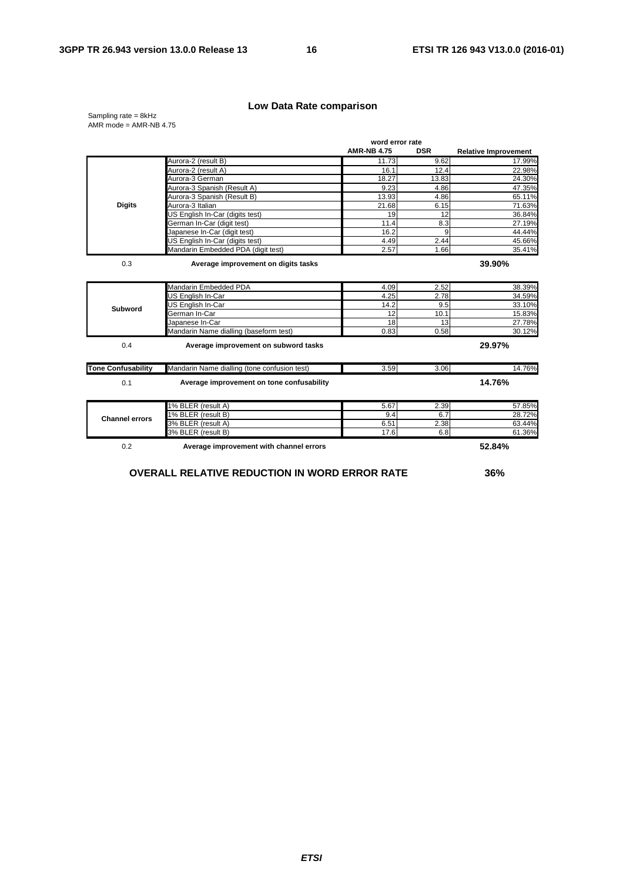## Low Data Rate comparison

Sampling rate = 8kHz
AMR mode = AMR-NB 4.75

| | | word error rate | | |
|---|---|---|---|---|
| | | AMR-NB 4.75 | DSR | Relative Improvement |
| Digits | Aurora-2 (result B) | 11.73 | 9.62 | 17.99% |
| | Aurora-2 (result A) | 16.1 | 12.4 | 22.98% |
| | Aurora-3 German | 18.27 | 13.83 | 24.30% |
| | Aurora-3 Spanish (Result A) | 9.23 | 4.86 | 47.35% |
| | Aurora-3 Spanish (Result B) | 13.93 | 4.86 | 65.11% |
| | Aurora-3 Italian | 21.68 | 6.15 | 71.63% |
| | US English In-Car (digits test) | 19 | 12 | 36.84% |
| | German In-Car (digit test) | 11.4 | 8.3 | 27.19% |
| | Japanese In-Car (digit test) | 16.2 | 9 | 44.44% |
| | US English In-Car (digits test) | 4.49 | 2.44 | 45.66% |
| | Mandarin Embedded PDA (digit test) | 2.57 | 1.66 | 35.41% |
| 0.3 | **Average improvement on digits tasks** | | | **39.90%** |
| Subword | Mandarin Embedded PDA | 4.09 | 2.52 | 38.39% |
| | US English In-Car | 4.25 | 2.78 | 34.59% |
| | US English In-Car | 14.2 | 9.5 | 33.10% |
| | German In-Car | 12 | 10.1 | 15.83% |
| | Japanese In-Car | 18 | 13 | 27.78% |
| | Mandarin Name dialling (baseform test) | 0.83 | 0.58 | 30.12% |
| 0.4 | **Average improvement on subword tasks** | | | **29.97%** |
| Tone Confusability | Mandarin Name dialling (tone confusion test) | 3.59 | 3.06 | 14.76% |
| 0.1 | **Average improvement on tone confusability** | | | **14.76%** |
| Channel errors | 1% BLER (result A) | 5.67 | 2.39 | 57.85% |
| | 1% BLER (result B) | 9.4 | 6.7 | 28.72% |
| | 3% BLER (result A) | 6.51 | 2.38 | 63.44% |
| | 3% BLER (result B) | 17.6 | 6.8 | 61.36% |
| 0.2 | **Average improvement with channel errors** | | | **52.84%** |

**OVERALL RELATIVE REDUCTION IN WORD ERROR RATE** **36%**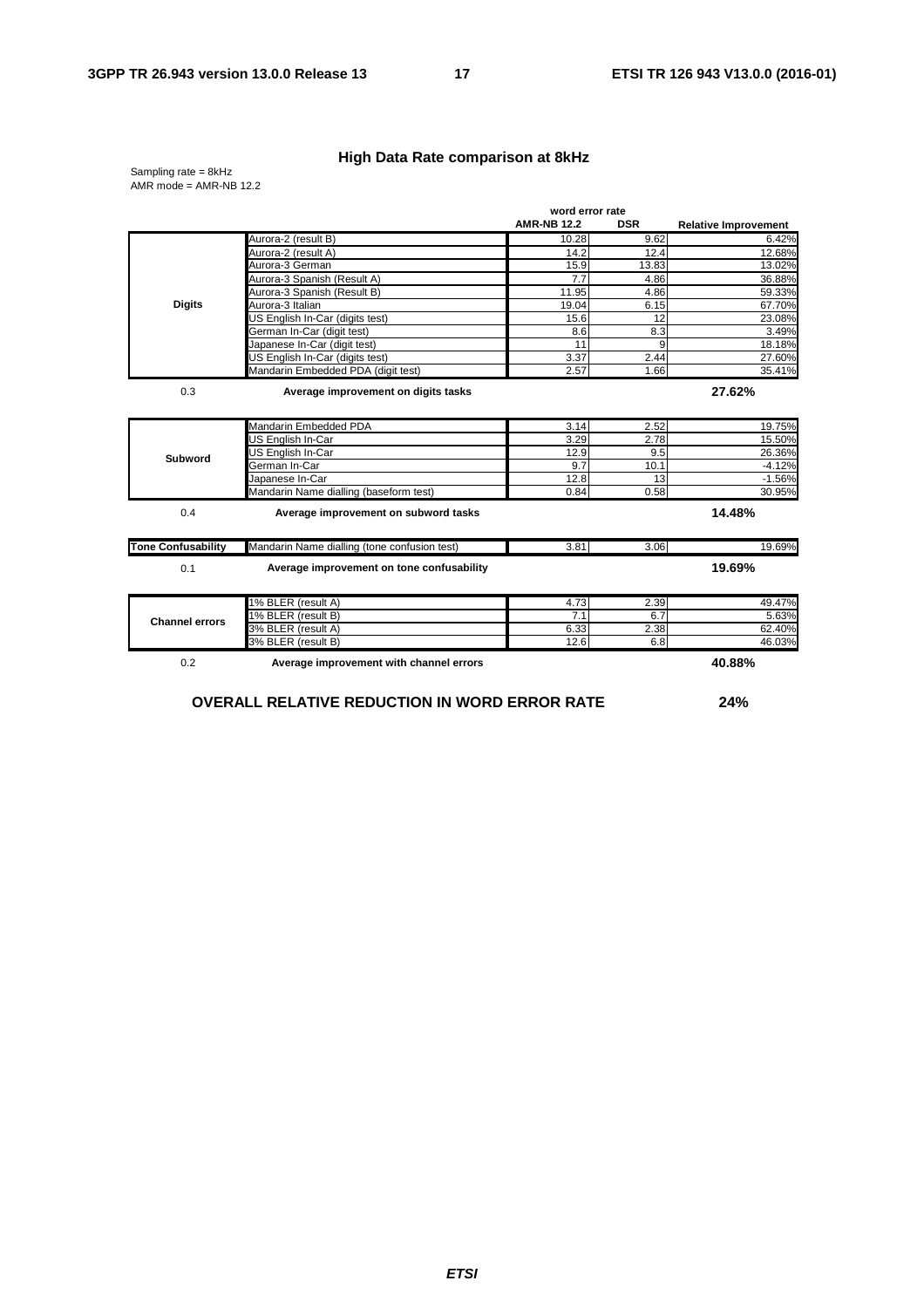**High Data Rate comparison at 8kHz**

Sampling rate = 8kHz
AMR mode = AMR-NB 12.2

| | | word error rate | | |
|---|---|---|---|---|
| | | AMR-NB 12.2 | DSR | Relative Improvement |
| Digits | Aurora-2 (result B) | 10.28 | 9.62 | 6.42% |
| | Aurora-2 (result A) | 14.2 | 12.4 | 12.68% |
| | Aurora-3 German | 15.9 | 13.83 | 13.02% |
| | Aurora-3 Spanish (Result A) | 7.7 | 4.86 | 36.88% |
| | Aurora-3 Spanish (Result B) | 11.95 | 4.86 | 59.33% |
| | Aurora-3 Italian | 19.04 | 6.15 | 67.70% |
| | US English In-Car (digits test) | 15.6 | 12 | 23.08% |
| | German In-Car (digit test) | 8.6 | 8.3 | 3.49% |
| | Japanese In-Car (digit test) | 11 | 9 | 18.18% |
| | US English In-Car (digits test) | 3.37 | 2.44 | 27.60% |
| | Mandarin Embedded PDA (digit test) | 2.57 | 1.66 | 35.41% |
| 0.3 | **Average improvement on digits tasks** | | | **27.62%** |
| Subword | Mandarin Embedded PDA | 3.14 | 2.52 | 19.75% |
| | US English In-Car | 3.29 | 2.78 | 15.50% |
| | US English In-Car | 12.9 | 9.5 | 26.36% |
| | German In-Car | 9.7 | 10.1 | -4.12% |
| | Japanese In-Car | 12.8 | 13 | -1.56% |
| | Mandarin Name dialling (baseform test) | 0.84 | 0.58 | 30.95% |
| 0.4 | **Average improvement on subword tasks** | | | **14.48%** |
| Tone Confusability | Mandarin Name dialling (tone confusion test) | 3.81 | 3.06 | 19.69% |
| 0.1 | **Average improvement on tone confusability** | | | **19.69%** |
| Channel errors | 1% BLER (result A) | 4.73 | 2.39 | 49.47% |
| | 1% BLER (result B) | 7.1 | 6.7 | 5.63% |
| | 3% BLER (result A) | 6.33 | 2.38 | 62.40% |
| | 3% BLER (result B) | 12.6 | 6.8 | 46.03% |
| 0.2 | **Average improvement with channel errors** | | | **40.88%** |

**OVERALL RELATIVE REDUCTION IN WORD ERROR RATE** **24%**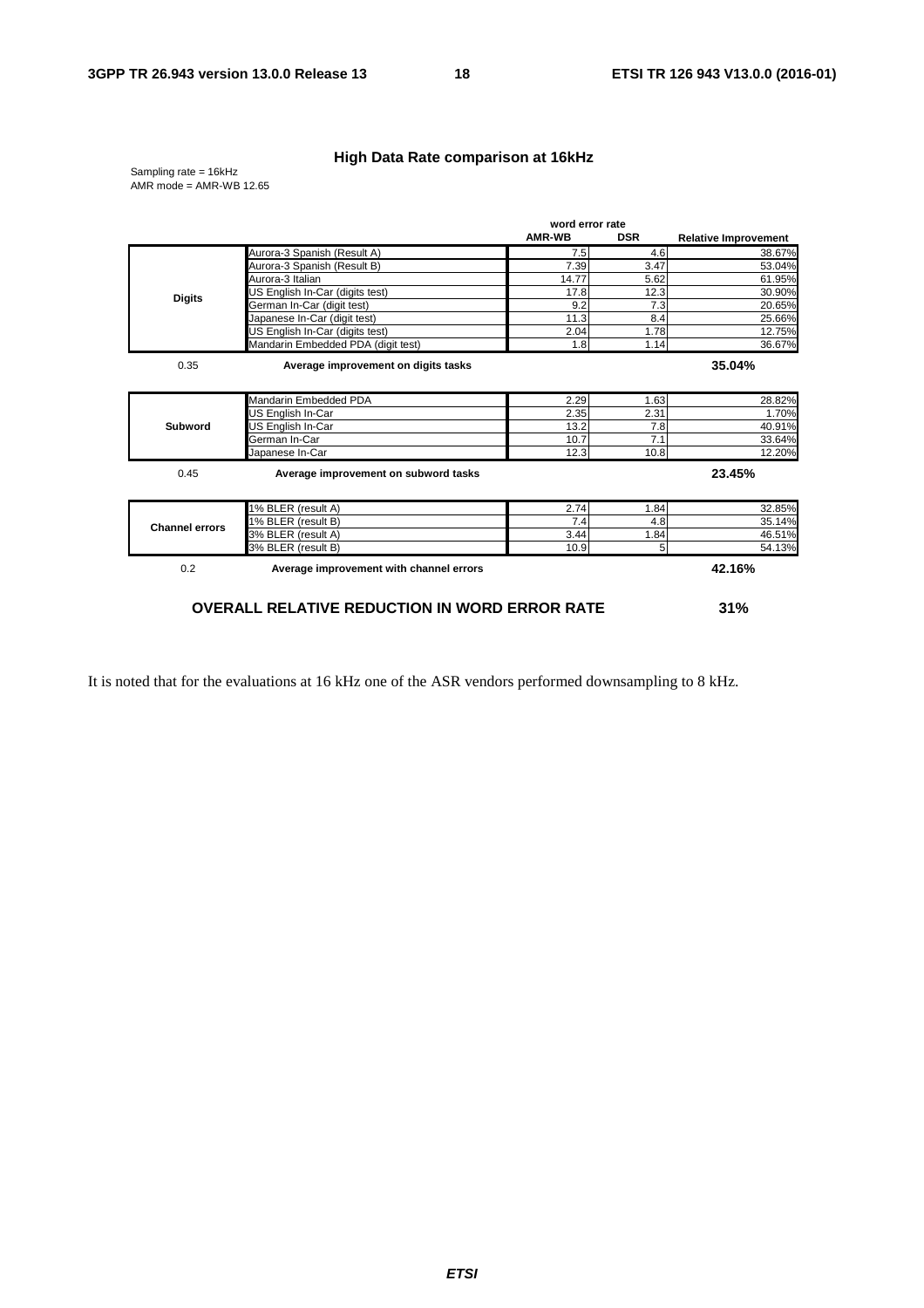### High Data Rate comparison at 16kHz

Sampling rate = 16kHz
AMR mode = AMR-WB 12.65

| | | word error rate | | |
|---|---|---|---|---|
| | | AMR-WB | DSR | Relative Improvement |
| Digits | Aurora-3 Spanish (Result A) | 7.5 | 4.6 | 38.67% |
| | Aurora-3 Spanish (Result B) | 7.39 | 3.47 | 53.04% |
| | Aurora-3 Italian | 14.77 | 5.62 | 61.95% |
| | US English In-Car (digits test) | 17.8 | 12.3 | 30.90% |
| | German In-Car (digit test) | 9.2 | 7.3 | 20.65% |
| | Japanese In-Car (digit test) | 11.3 | 8.4 | 25.66% |
| | US English In-Car (digits test) | 2.04 | 1.78 | 12.75% |
| | Mandarin Embedded PDA (digit test) | 1.8 | 1.14 | 36.67% |
| 0.35 | **Average improvement on digits tasks** | | | **35.04%** |
| Subword | Mandarin Embedded PDA | 2.29 | 1.63 | 28.82% |
| | US English In-Car | 2.35 | 2.31 | 1.70% |
| | US English In-Car | 13.2 | 7.8 | 40.91% |
| | German In-Car | 10.7 | 7.1 | 33.64% |
| | Japanese In-Car | 12.3 | 10.8 | 12.20% |
| 0.45 | **Average improvement on subword tasks** | | | **23.45%** |
| Channel errors | 1% BLER (result A) | 2.74 | 1.84 | 32.85% |
| | 1% BLER (result B) | 7.4 | 4.8 | 35.14% |
| | 3% BLER (result A) | 3.44 | 1.84 | 46.51% |
| | 3% BLER (result B) | 10.9 | 5 | 54.13% |
| 0.2 | **Average improvement with channel errors** | | | **42.16%** |

**OVERALL RELATIVE REDUCTION IN WORD ERROR RATE** **31%**

It is noted that for the evaluations at 16 kHz one of the ASR vendors performed downsampling to 8 kHz.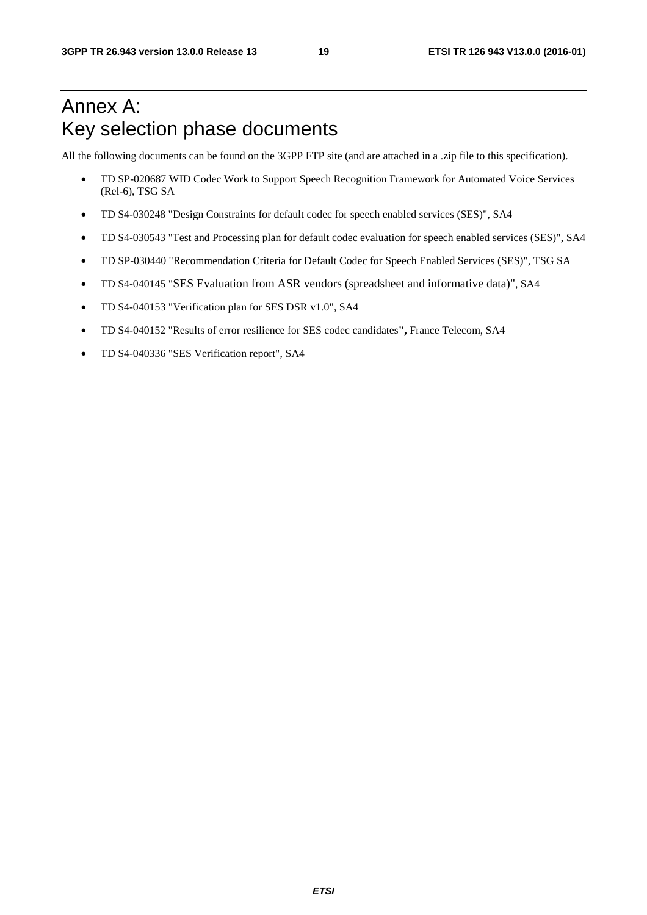# Annex A: Key selection phase documents

All the following documents can be found on the 3GPP FTP site (and are attached in a .zip file to this specification).

- TD SP-020687 WID Codec Work to Support Speech Recognition Framework for Automated Voice Services (Rel-6), TSG SA
- TD S4-030248 "Design Constraints for default codec for speech enabled services (SES)", SA4
- TD S4-030543 "Test and Processing plan for default codec evaluation for speech enabled services (SES)", SA4
- TD SP-030440 "Recommendation Criteria for Default Codec for Speech Enabled Services (SES)", TSG SA
- TD S4-040145 "SES Evaluation from ASR vendors (spreadsheet and informative data)", SA4
- TD S4-040153 "Verification plan for SES DSR v1.0", SA4
- TD S4-040152 "Results of error resilience for SES codec candidates**",** France Telecom, SA4
- TD S4-040336 "SES Verification report", SA4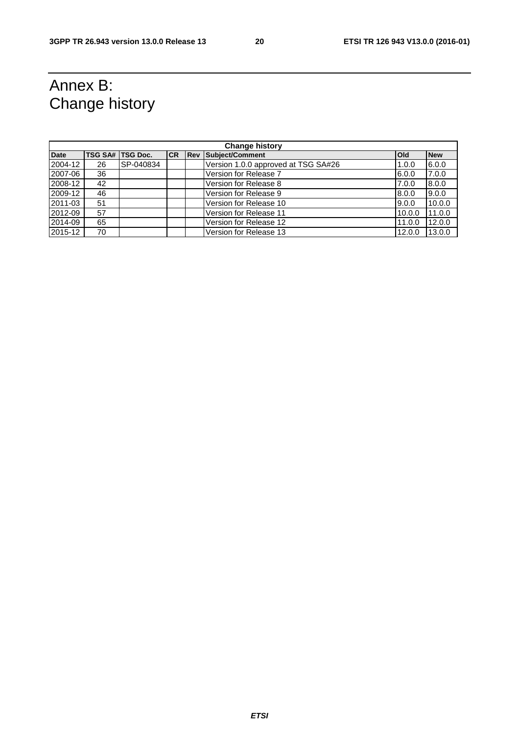# Annex B: Change history

| Change history | | | | | | | |
|---|---|---|---|---|---|---|---|
| **Date** | **TSG SA#** | **TSG Doc.** | **CR** | **Rev** | **Subject/Comment** | **Old** | **New** |
| 2004-12 | 26 | SP-040834 | | | Version 1.0.0 approved at TSG SA#26 | 1.0.0 | 6.0.0 |
| 2007-06 | 36 | | | | Version for Release 7 | 6.0.0 | 7.0.0 |
| 2008-12 | 42 | | | | Version for Release 8 | 7.0.0 | 8.0.0 |
| 2009-12 | 46 | | | | Version for Release 9 | 8.0.0 | 9.0.0 |
| 2011-03 | 51 | | | | Version for Release 10 | 9.0.0 | 10.0.0 |
| 2012-09 | 57 | | | | Version for Release 11 | 10.0.0 | 11.0.0 |
| 2014-09 | 65 | | | | Version for Release 12 | 11.0.0 | 12.0.0 |
| 2015-12 | 70 | | | | Version for Release 13 | 12.0.0 | 13.0.0 |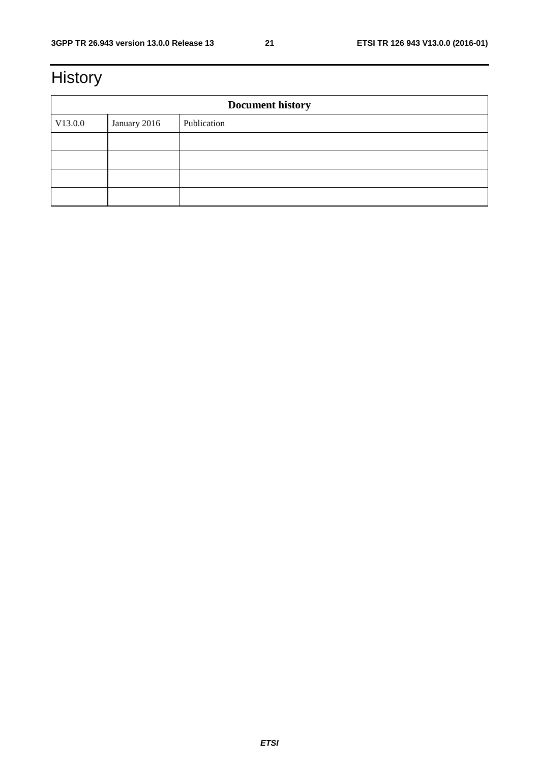# History

| Document history | | |
|---|---|---|
| V13.0.0 | January 2016 | Publication |
| | | |
| | | |
| | | |
| | | |